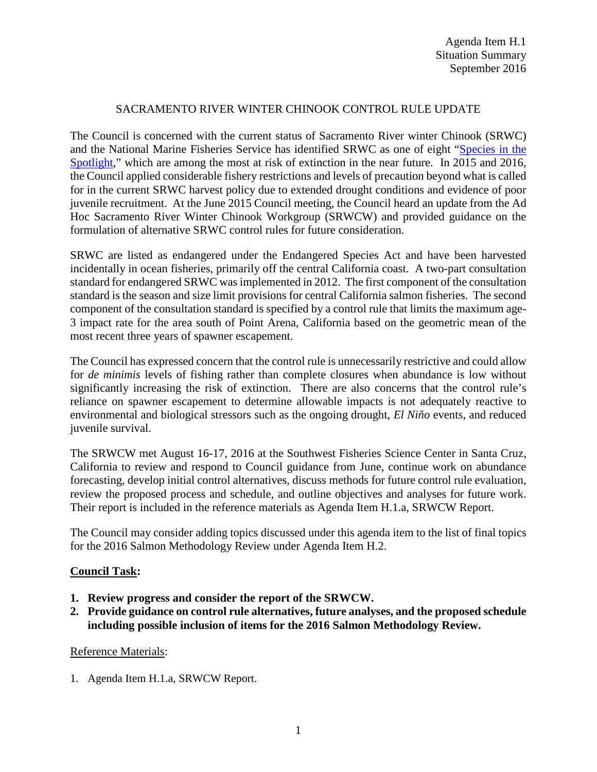Agenda Item H.1
Situation Summary
September 2016

# SACRAMENTO RIVER WINTER CHINOOK CONTROL RULE UPDATE

The Council is concerned with the current status of Sacramento River winter Chinook (SRWC) and the National Marine Fisheries Service has identified SRWC as one of eight "[Species in the Spotlight](#)," which are among the most at risk of extinction in the near future. In 2015 and 2016, the Council applied considerable fishery restrictions and levels of precaution beyond what is called for in the current SRWC harvest policy due to extended drought conditions and evidence of poor juvenile recruitment. At the June 2015 Council meeting, the Council heard an update from the Ad Hoc Sacramento River Winter Chinook Workgroup (SRWCW) and provided guidance on the formulation of alternative SRWC control rules for future consideration.

SRWC are listed as endangered under the Endangered Species Act and have been harvested incidentally in ocean fisheries, primarily off the central California coast. A two-part consultation standard for endangered SRWC was implemented in 2012. The first component of the consultation standard is the season and size limit provisions for central California salmon fisheries. The second component of the consultation standard is specified by a control rule that limits the maximum age-3 impact rate for the area south of Point Arena, California based on the geometric mean of the most recent three years of spawner escapement.

The Council has expressed concern that the control rule is unnecessarily restrictive and could allow for *de minimis* levels of fishing rather than complete closures when abundance is low without significantly increasing the risk of extinction. There are also concerns that the control rule's reliance on spawner escapement to determine allowable impacts is not adequately reactive to environmental and biological stressors such as the ongoing drought, *El Niño* events, and reduced juvenile survival.

The SRWCW met August 16-17, 2016 at the Southwest Fisheries Science Center in Santa Cruz, California to review and respond to Council guidance from June, continue work on abundance forecasting, develop initial control alternatives, discuss methods for future control rule evaluation, review the proposed process and schedule, and outline objectives and analyses for future work. Their report is included in the reference materials as Agenda Item H.1.a, SRWCW Report.

The Council may consider adding topics discussed under this agenda item to the list of final topics for the 2016 Salmon Methodology Review under Agenda Item H.2.

**Council Task:**

1. **Review progress and consider the report of the SRWCW.**
2. **Provide guidance on control rule alternatives, future analyses, and the proposed schedule including possible inclusion of items for the 2016 Salmon Methodology Review.**

Reference Materials:

1. Agenda Item H.1.a, SRWCW Report.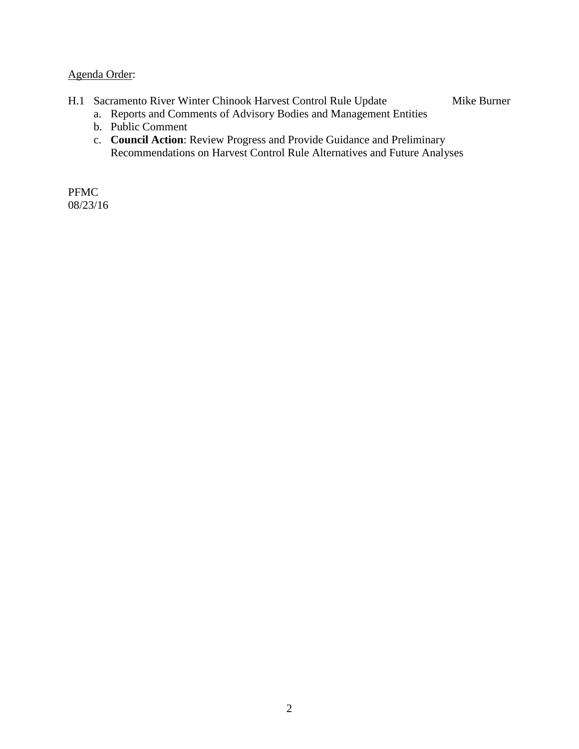Agenda Order:

H.1 Sacramento River Winter Chinook Harvest Control Rule Update Mike Burner

a. Reports and Comments of Advisory Bodies and Management Entities
b. Public Comment
c. **Council Action**: Review Progress and Provide Guidance and Preliminary Recommendations on Harvest Control Rule Alternatives and Future Analyses

PFMC
08/23/16